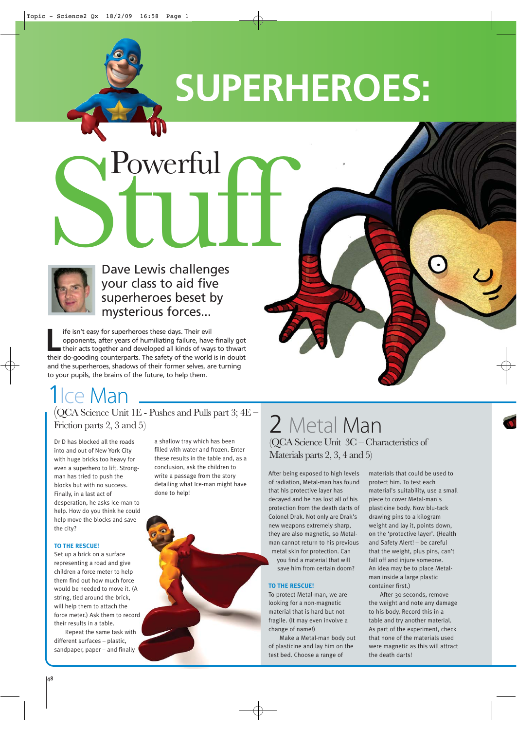# SUPERHEROES: Powerful Stuff

Dave Lewis challenges your class to aid five superheroes beset by mysterious forces...

Life isn't easy for superheroes these days. Their evil opponents, after years of humiliating failure, have finally got their acts together and developed all kinds of ways to thwart their do-gooding counterparts. The safety of the world is in doubt and the superheroes, shadows of their former selves, are turning to your pupils, the brains of the future, to help them.

## 1 Ice Man

(QCA Science Unit 1E - Pushes and Pulls part 3; 4E – Friction parts 2, 3 and 5)

Dr D has blocked all the roads into and out of New York City with huge bricks too heavy for even a superhero to lift. Strong-man has tried to push the blocks but with no success. Finally, in a last act of desperation, he asks Ice-man to help. How do you think he could help move the blocks and save the city?

### TO THE RESCUE!

Set up a brick on a surface representing a road and give children a force meter to help them find out how much force would be needed to move it. (A string, tied around the brick, will help them to attach the force meter.) Ask them to record their results in a table.

Repeat the same task with different surfaces – plastic, sandpaper, paper – and finally a shallow tray which has been filled with water and frozen. Enter these results in the table and, as a conclusion, ask the children to write a passage from the story detailing what Ice-man might have done to help!

## 2 Metal Man

(QCA Science Unit 3C – Characteristics of Materials parts 2, 3, 4 and 5)

After being exposed to high levels of radiation, Metal-man has found that his protective layer has decayed and he has lost all of his protection from the death darts of Colonel Drak. Not only are Drak's new weapons extremely sharp, they are also magnetic, so Metal-man cannot return to his previous metal skin for protection. Can you find a material that will save him from certain doom?

### TO THE RESCUE!

To protect Metal-man, we are looking for a non-magnetic material that is hard but not fragile. (It may even involve a change of name!)

Make a Metal-man body out of plasticine and lay him on the test bed. Choose a range of materials that could be used to protect him. To test each material's suitability, use a small piece to cover Metal-man's plasticine body. Now blu-tack drawing pins to a kilogram weight and lay it, points down, on the 'protective layer'. (Health and Safety Alert! – be careful that the weight, plus pins, can't fall off and injure someone. An idea may be to place Metal-man inside a large plastic container first.)

After 30 seconds, remove the weight and note any damage to his body. Record this in a table and try another material. As part of the experiment, check that none of the materials used were magnetic as this will attract the death darts!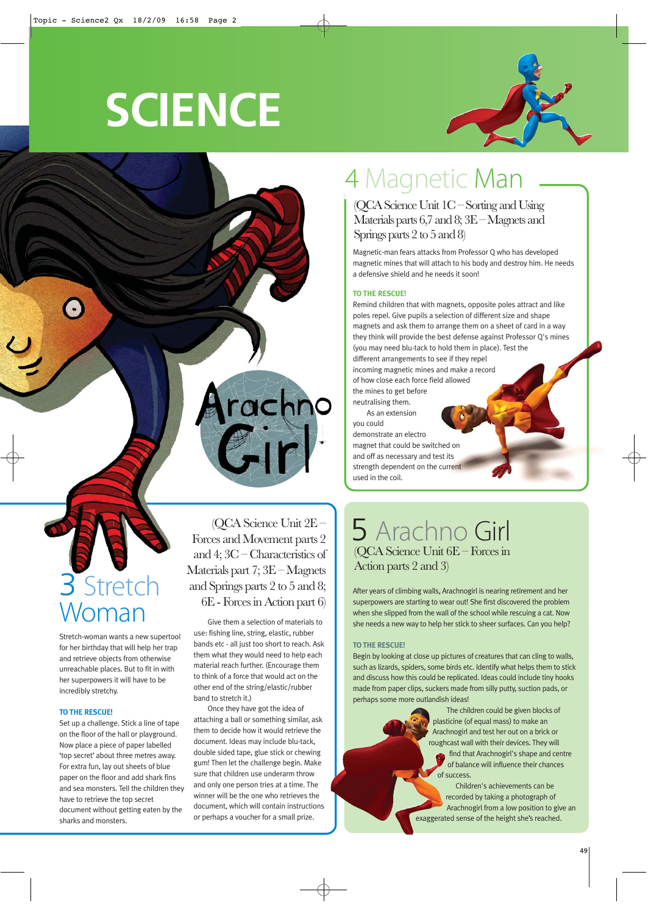# SCIENCE

## 4 Magnetic Man

(QCA Science Unit 1C – Sorting and Using Materials parts 6,7 and 8; 3E – Magnets and Springs parts 2 to 5 and 8)

Magnetic-man fears attacks from Professor Q who has developed magnetic mines that will attach to his body and destroy him. He needs a defensive shield and he needs it soon!

**TO THE RESCUE!**

Remind children that with magnets, opposite poles attract and like poles repel. Give pupils a selection of different size and shape magnets and ask them to arrange them on a sheet of card in a way they think will provide the best defense against Professor Q's mines (you may need blu-tack to hold them in place). Test the different arrangements to see if they repel incoming magnetic mines and make a record of how close each force field allowed the mines to get before neutralising them.

As an extension you could demonstrate an electro magnet that could be switched on and off as necessary and test its strength dependent on the current used in the coil.

## 3 Stretch Woman

(QCA Science Unit 2E – Forces and Movement parts 2 and 4; 3C – Characteristics of Materials part 7; 3E – Magnets and Springs parts 2 to 5 and 8; 6E - Forces in Action part 6)

Stretch-woman wants a new supertool for her birthday that will help her trap and retrieve objects from otherwise unreachable places. But to fit in with her superpowers it will have to be incredibly stretchy.

**TO THE RESCUE!**

Set up a challenge. Stick a line of tape on the floor of the hall or playground. Now place a piece of paper labelled 'top secret' about three metres away. For extra fun, lay out sheets of blue paper on the floor and add shark fins and sea monsters. Tell the children they have to retrieve the top secret document without getting eaten by the sharks and monsters.

Give them a selection of materials to use: fishing line, string, elastic, rubber bands etc - all just too short to reach. Ask them what they would need to help each material reach further. (Encourage them to think of a force that would act on the other end of the string/elastic/rubber band to stretch it.)

Once they have got the idea of attaching a ball or something similar, ask them to decide how it would retrieve the document. Ideas may include blu-tack, double sided tape, glue stick or chewing gum! Then let the challenge begin. Make sure that children use underarm throw and only one person tries at a time. The winner will be the one who retrieves the document, which will contain instructions or perhaps a voucher for a small prize.

## 5 Arachno Girl

(QCA Science Unit 6E – Forces in Action parts 2 and 3)

After years of climbing walls, Arachnogirl is nearing retirement and her superpowers are starting to wear out! She first discovered the problem when she slipped from the wall of the school while rescuing a cat. Now she needs a new way to help her stick to sheer surfaces. Can you help?

**TO THE RESCUE!**

Begin by looking at close up pictures of creatures that can cling to walls, such as lizards, spiders, some birds etc. Identify what helps them to stick and discuss how this could be replicated. Ideas could include tiny hooks made from paper clips, suckers made from silly putty, suction pads, or perhaps some more outlandish ideas!

The children could be given blocks of plasticine (of equal mass) to make an Arachnogirl and test her out on a brick or roughcast wall with their devices. They will find that Arachnogirl's shape and centre of balance will influence their chances of success.

Children's achievements can be recorded by taking a photograph of Arachnogirl from a low position to give an exaggerated sense of the height she's reached.